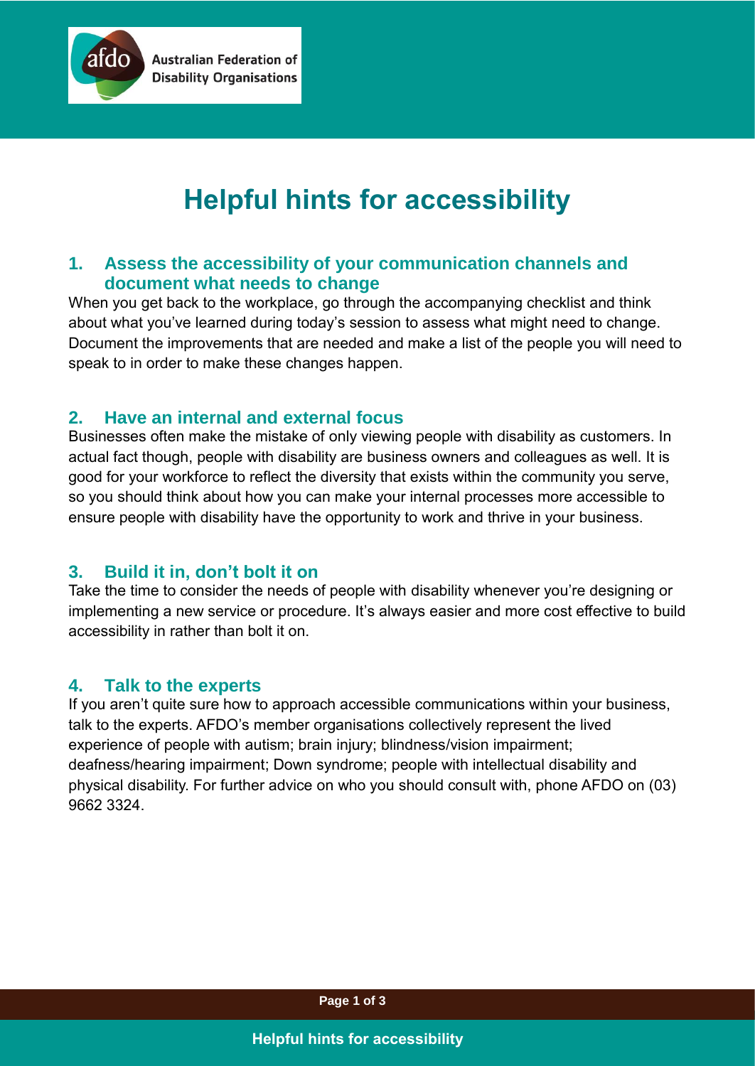# Helpful hints for accessibility

## 1. Assess the accessibility of your communication channels and document what needs to change

When you get back to the workplace, go through the accompanying checklist and think about what you've learned during today's session to assess what might need to change. Document the improvements that are needed and make a list of the people you will need to speak to in order to make these changes happen.

## 2. Have an internal and external focus

Businesses often make the mistake of only viewing people with disability as customers. In actual fact though, people with disability are business owners and colleagues as well. It is good for your workforce to reflect the diversity that exists within the community you serve, so you should think about how you can make your internal processes more accessible to ensure people with disability have the opportunity to work and thrive in your business.

## 3. Build it in, don't bolt it on

Take the time to consider the needs of people with disability whenever you're designing or implementing a new service or procedure. It's always easier and more cost effective to build accessibility in rather than bolt it on.

## 4. Talk to the experts

If you aren't quite sure how to approach accessible communications within your business, talk to the experts. AFDO's member organisations collectively represent the lived experience of people with autism; brain injury; blindness/vision impairment; deafness/hearing impairment; Down syndrome; people with intellectual disability and physical disability. For further advice on who you should consult with, phone AFDO on (03) 9662 3324.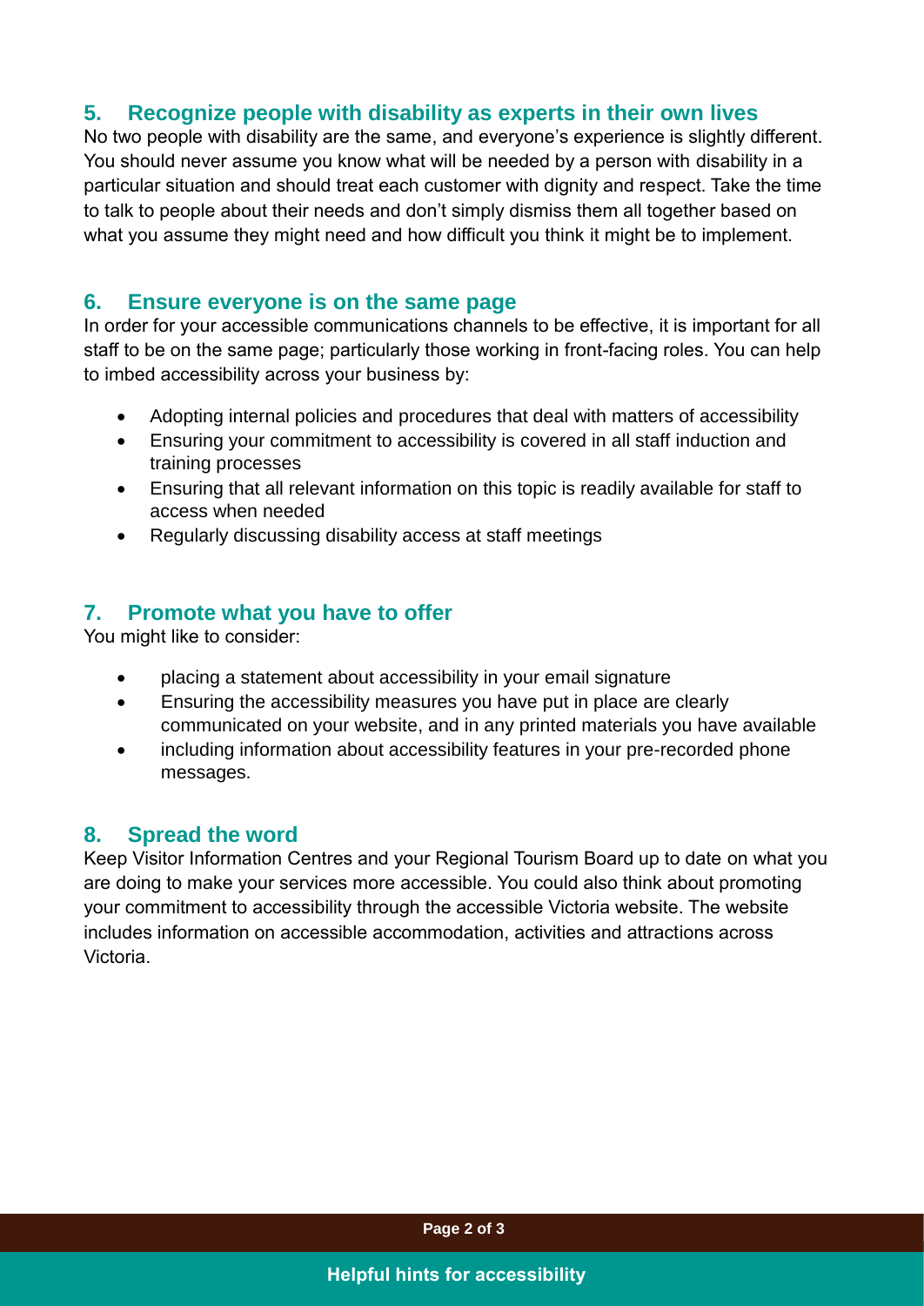## 5. Recognize people with disability as experts in their own lives

No two people with disability are the same, and everyone's experience is slightly different. You should never assume you know what will be needed by a person with disability in a particular situation and should treat each customer with dignity and respect. Take the time to talk to people about their needs and don't simply dismiss them all together based on what you assume they might need and how difficult you think it might be to implement.

## 6. Ensure everyone is on the same page

In order for your accessible communications channels to be effective, it is important for all staff to be on the same page; particularly those working in front-facing roles. You can help to imbed accessibility across your business by:

- Adopting internal policies and procedures that deal with matters of accessibility
- Ensuring your commitment to accessibility is covered in all staff induction and training processes
- Ensuring that all relevant information on this topic is readily available for staff to access when needed
- Regularly discussing disability access at staff meetings

## 7. Promote what you have to offer

You might like to consider:

- placing a statement about accessibility in your email signature
- Ensuring the accessibility measures you have put in place are clearly communicated on your website, and in any printed materials you have available
- including information about accessibility features in your pre-recorded phone messages.

## 8. Spread the word

Keep Visitor Information Centres and your Regional Tourism Board up to date on what you are doing to make your services more accessible. You could also think about promoting your commitment to accessibility through the accessible Victoria website. The website includes information on accessible accommodation, activities and attractions across Victoria.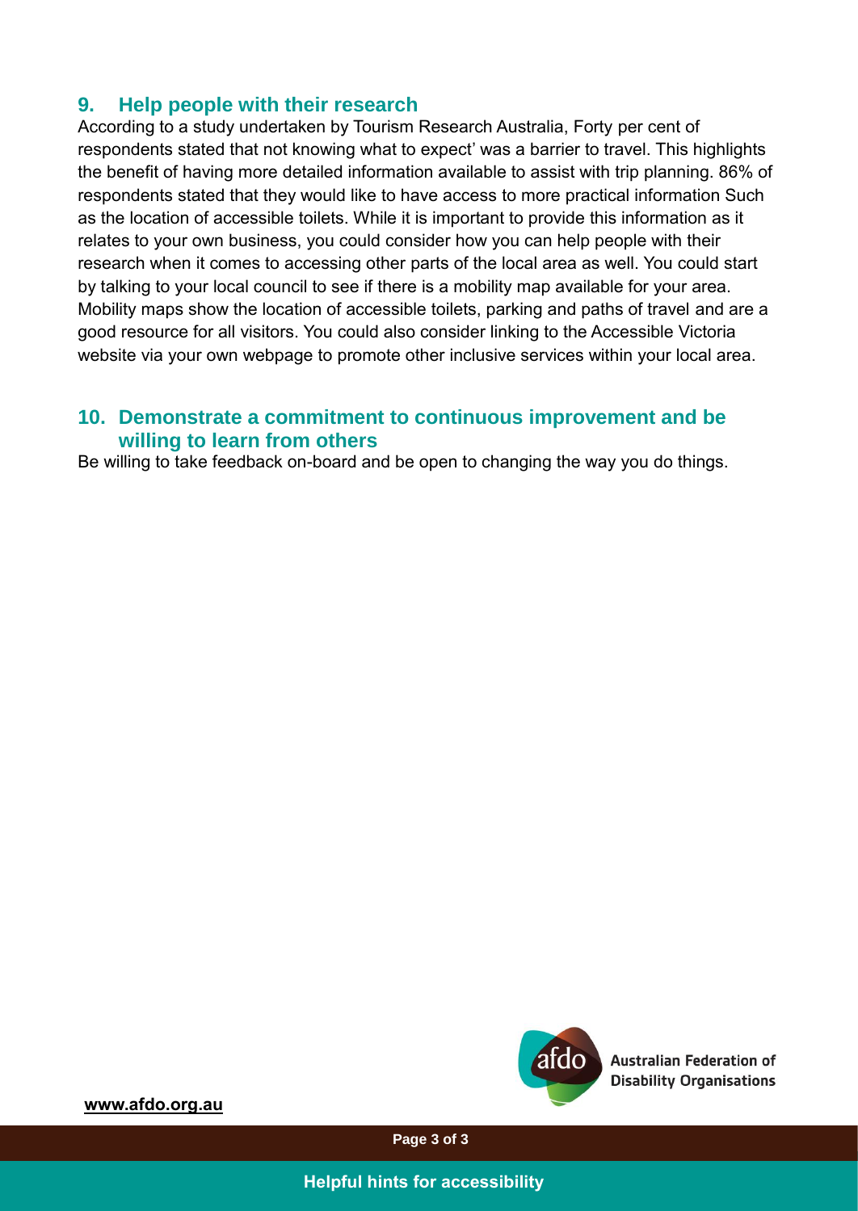## 9. Help people with their research

According to a study undertaken by Tourism Research Australia, Forty per cent of respondents stated that not knowing what to expect' was a barrier to travel. This highlights the benefit of having more detailed information available to assist with trip planning. 86% of respondents stated that they would like to have access to more practical information Such as the location of accessible toilets. While it is important to provide this information as it relates to your own business, you could consider how you can help people with their research when it comes to accessing other parts of the local area as well. You could start by talking to your local council to see if there is a mobility map available for your area. Mobility maps show the location of accessible toilets, parking and paths of travel and are a good resource for all visitors. You could also consider linking to the Accessible Victoria website via your own webpage to promote other inclusive services within your local area.

## 10. Demonstrate a commitment to continuous improvement and be willing to learn from others

Be willing to take feedback on-board and be open to changing the way you do things.

afdo Australian Federation of Disability Organisations

www.afdo.org.au